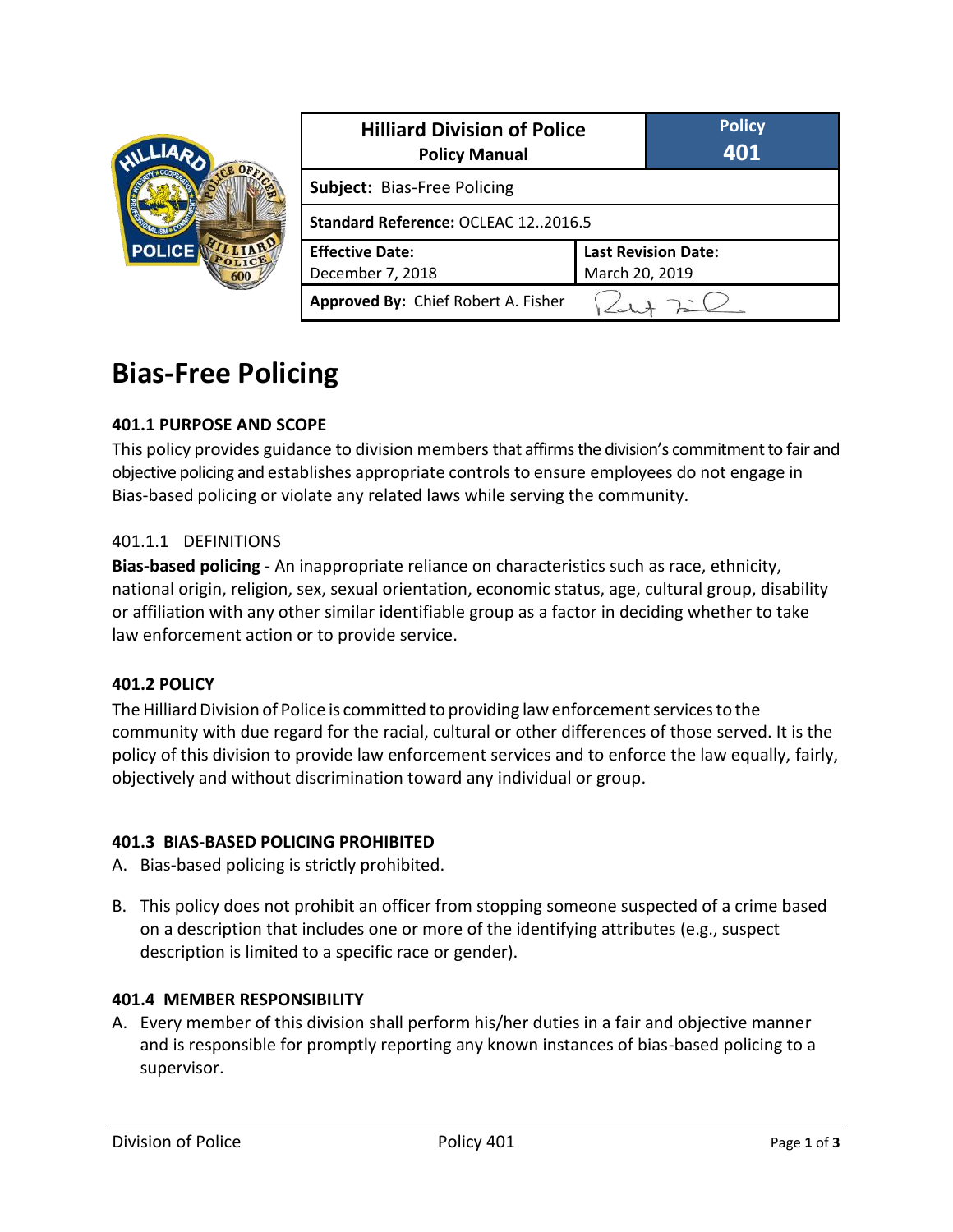| Hilliard Division of Police<br>Policy Manual | | Policy<br>401 |
| --- | --- | --- |
| **Subject:** Bias-Free Policing | | |
| **Standard Reference:** OCLEAC 12..2016.5 | | |
| **Effective Date:**<br>December 7, 2018 | **Last Revision Date:**<br>March 20, 2019 | |
| **Approved By:** Chief Robert A. Fisher | | |

# Bias-Free Policing

### 401.1 PURPOSE AND SCOPE

This policy provides guidance to division members that affirms the division's commitment to fair and objective policing and establishes appropriate controls to ensure employees do not engage in Bias-based policing or violate any related laws while serving the community.

#### 401.1.1 DEFINITIONS

**Bias-based policing** - An inappropriate reliance on characteristics such as race, ethnicity, national origin, religion, sex, sexual orientation, economic status, age, cultural group, disability or affiliation with any other similar identifiable group as a factor in deciding whether to take law enforcement action or to provide service.

### 401.2 POLICY

The Hilliard Division of Police is committed to providing law enforcement services to the community with due regard for the racial, cultural or other differences of those served. It is the policy of this division to provide law enforcement services and to enforce the law equally, fairly, objectively and without discrimination toward any individual or group.

### 401.3 BIAS-BASED POLICING PROHIBITED

A. Bias-based policing is strictly prohibited.

B. This policy does not prohibit an officer from stopping someone suspected of a crime based on a description that includes one or more of the identifying attributes (e.g., suspect description is limited to a specific race or gender).

### 401.4 MEMBER RESPONSIBILITY

A. Every member of this division shall perform his/her duties in a fair and objective manner and is responsible for promptly reporting any known instances of bias-based policing to a supervisor.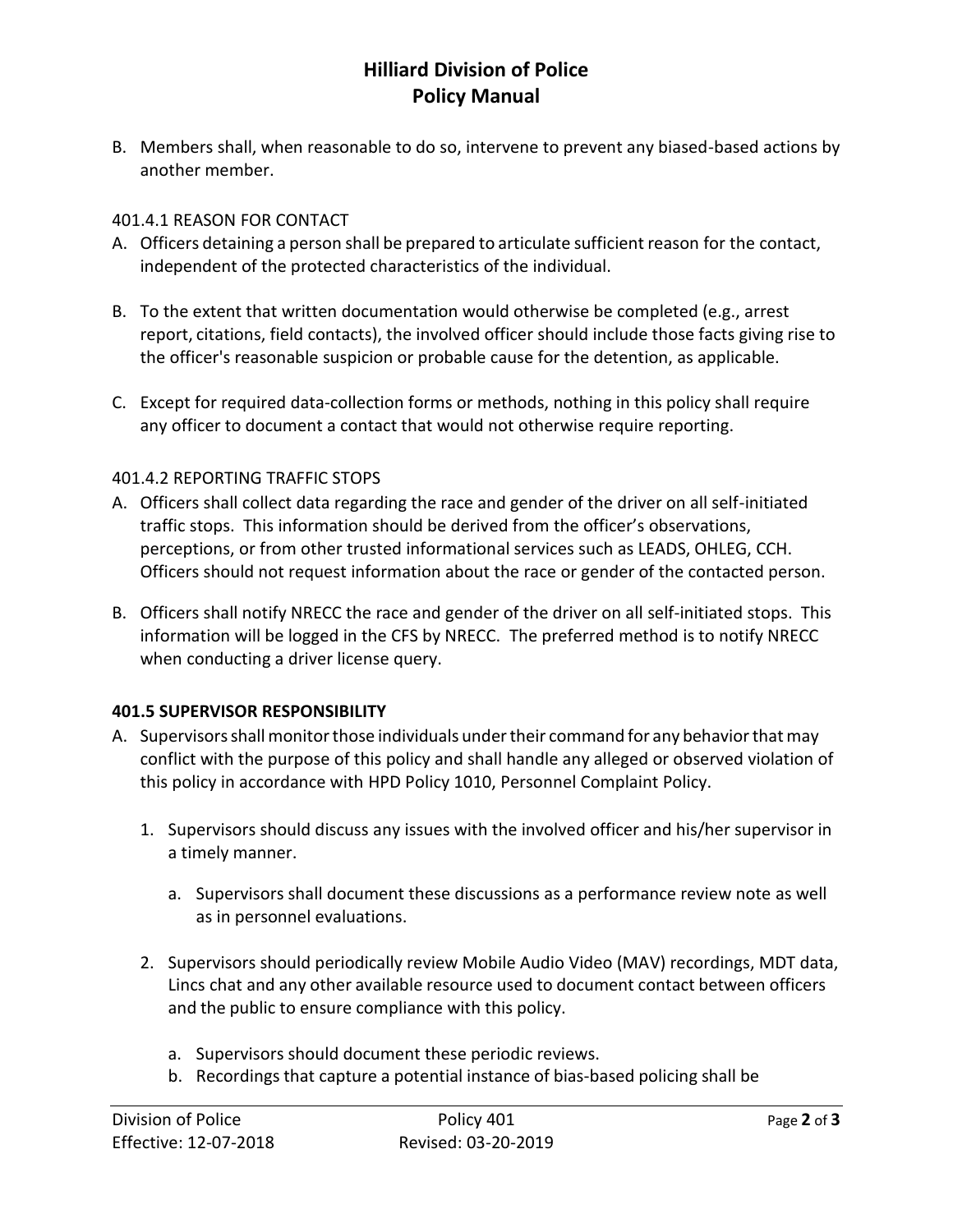B. Members shall, when reasonable to do so, intervene to prevent any biased-based actions by another member.

401.4.1 REASON FOR CONTACT

A. Officers detaining a person shall be prepared to articulate sufficient reason for the contact, independent of the protected characteristics of the individual.

B. To the extent that written documentation would otherwise be completed (e.g., arrest report, citations, field contacts), the involved officer should include those facts giving rise to the officer's reasonable suspicion or probable cause for the detention, as applicable.

C. Except for required data-collection forms or methods, nothing in this policy shall require any officer to document a contact that would not otherwise require reporting.

401.4.2 REPORTING TRAFFIC STOPS

A. Officers shall collect data regarding the race and gender of the driver on all self-initiated traffic stops. This information should be derived from the officer's observations, perceptions, or from other trusted informational services such as LEADS, OHLEG, CCH. Officers should not request information about the race or gender of the contacted person.

B. Officers shall notify NRECC the race and gender of the driver on all self-initiated stops. This information will be logged in the CFS by NRECC. The preferred method is to notify NRECC when conducting a driver license query.

**401.5 SUPERVISOR RESPONSIBILITY**

A. Supervisors shall monitor those individuals under their command for any behavior that may conflict with the purpose of this policy and shall handle any alleged or observed violation of this policy in accordance with HPD Policy 1010, Personnel Complaint Policy.

   1. Supervisors should discuss any issues with the involved officer and his/her supervisor in a timely manner.

      a. Supervisors shall document these discussions as a performance review note as well as in personnel evaluations.

   2. Supervisors should periodically review Mobile Audio Video (MAV) recordings, MDT data, Lincs chat and any other available resource used to document contact between officers and the public to ensure compliance with this policy.

      a. Supervisors should document these periodic reviews.
      b. Recordings that capture a potential instance of bias-based policing shall be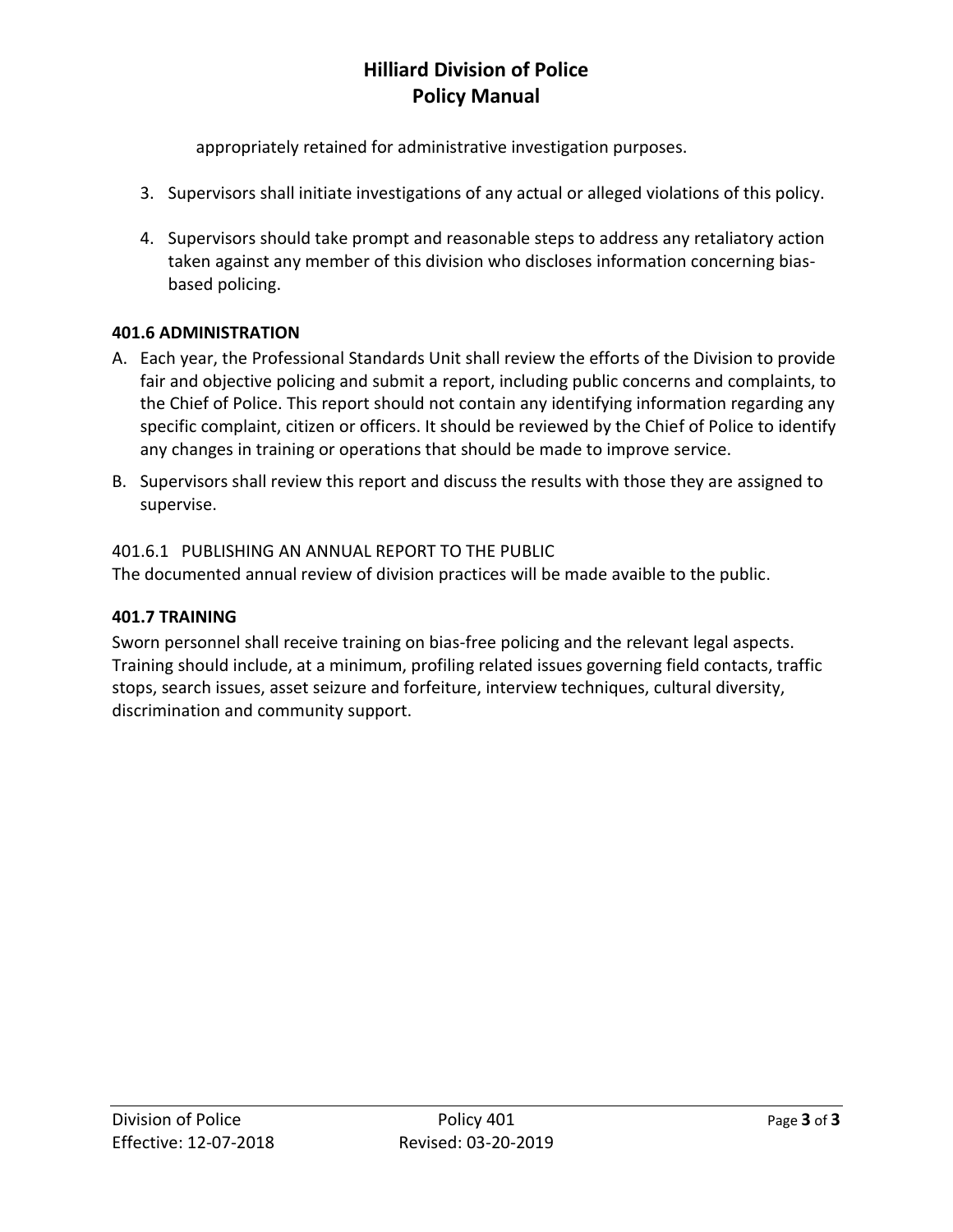appropriately retained for administrative investigation purposes.

3. Supervisors shall initiate investigations of any actual or alleged violations of this policy.

4. Supervisors should take prompt and reasonable steps to address any retaliatory action taken against any member of this division who discloses information concerning bias-based policing.

### 401.6 ADMINISTRATION

A. Each year, the Professional Standards Unit shall review the efforts of the Division to provide fair and objective policing and submit a report, including public concerns and complaints, to the Chief of Police. This report should not contain any identifying information regarding any specific complaint, citizen or officers. It should be reviewed by the Chief of Police to identify any changes in training or operations that should be made to improve service.

B. Supervisors shall review this report and discuss the results with those they are assigned to supervise.

401.6.1 PUBLISHING AN ANNUAL REPORT TO THE PUBLIC

The documented annual review of division practices will be made avaible to the public.

### 401.7 TRAINING

Sworn personnel shall receive training on bias-free policing and the relevant legal aspects. Training should include, at a minimum, profiling related issues governing field contacts, traffic stops, search issues, asset seizure and forfeiture, interview techniques, cultural diversity, discrimination and community support.